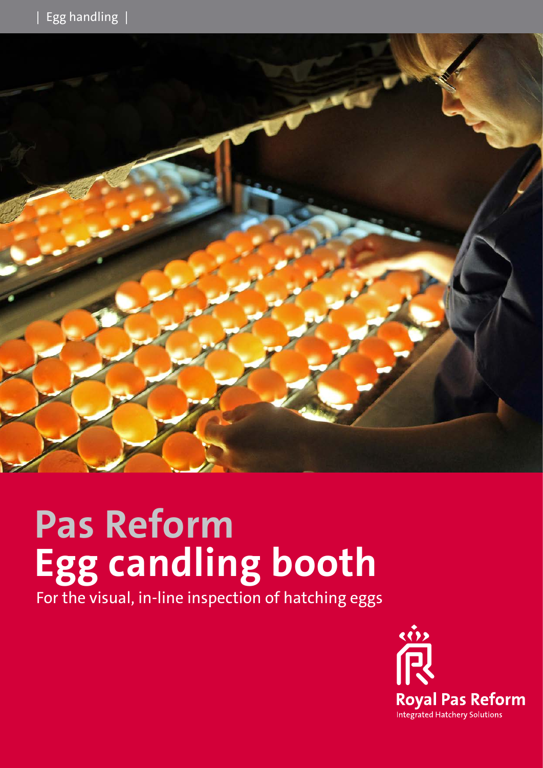| Egg handling |

# Pas Reform
# Egg candling booth

For the visual, in-line inspection of hatching eggs

Royal Pas Reform

Integrated Hatchery Solutions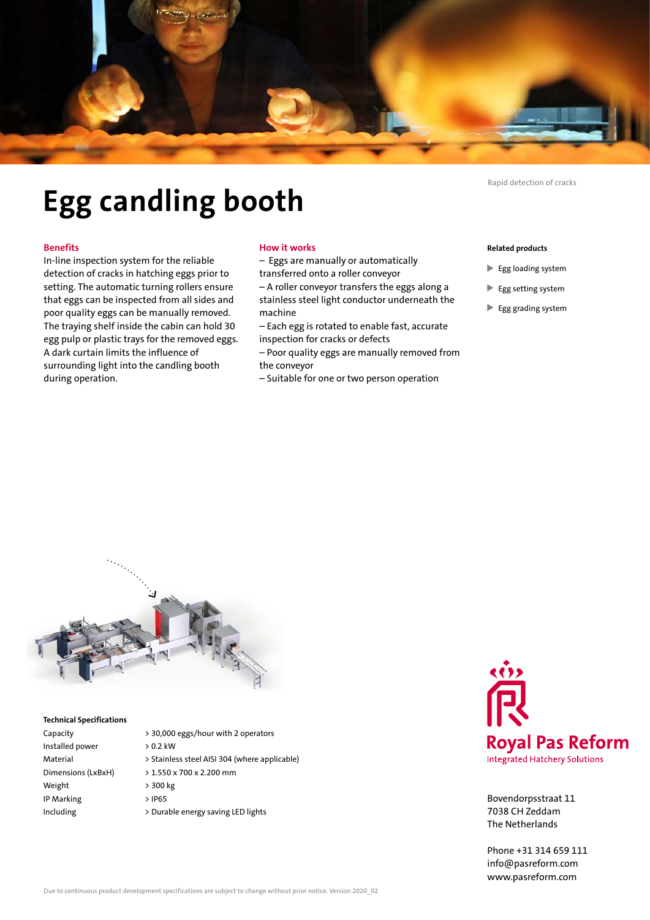# Egg candling booth

Rapid detection of cracks

### Benefits

In-line inspection system for the reliable detection of cracks in hatching eggs prior to setting. The automatic turning rollers ensure that eggs can be inspected from all sides and poor quality eggs can be manually removed. The traying shelf inside the cabin can hold 30 egg pulp or plastic trays for the removed eggs. A dark curtain limits the influence of surrounding light into the candling booth during operation.

### How it works

– Eggs are manually or automatically transferred onto a roller conveyor
– A roller conveyor transfers the eggs along a stainless steel light conductor underneath the machine
– Each egg is rotated to enable fast, accurate inspection for cracks or defects
– Poor quality eggs are manually removed from the conveyor
– Suitable for one or two person operation

**Related products**

- Egg loading system
- Egg setting system
- Egg grading system

**Technical Specifications**

| | |
|---|---|
| Capacity | > 30,000 eggs/hour with 2 operators |
| Installed power | > 0.2 kW |
| Material | > Stainless steel AISI 304 (where applicable) |
| Dimensions (LxBxH) | > 1.550 x 700 x 2.200 mm |
| Weight | > 300 kg |
| IP Marking | > IP65 |
| Including | > Durable energy saving LED lights |

**Royal Pas Reform**
Integrated Hatchery Solutions

Bovendorpsstraat 11
7038 CH Zeddam
The Netherlands

Phone +31 314 659 111
info@pasreform.com
www.pasreform.com

Due to continuous product development specifications are subject to change without prior notice. Version 2020_02